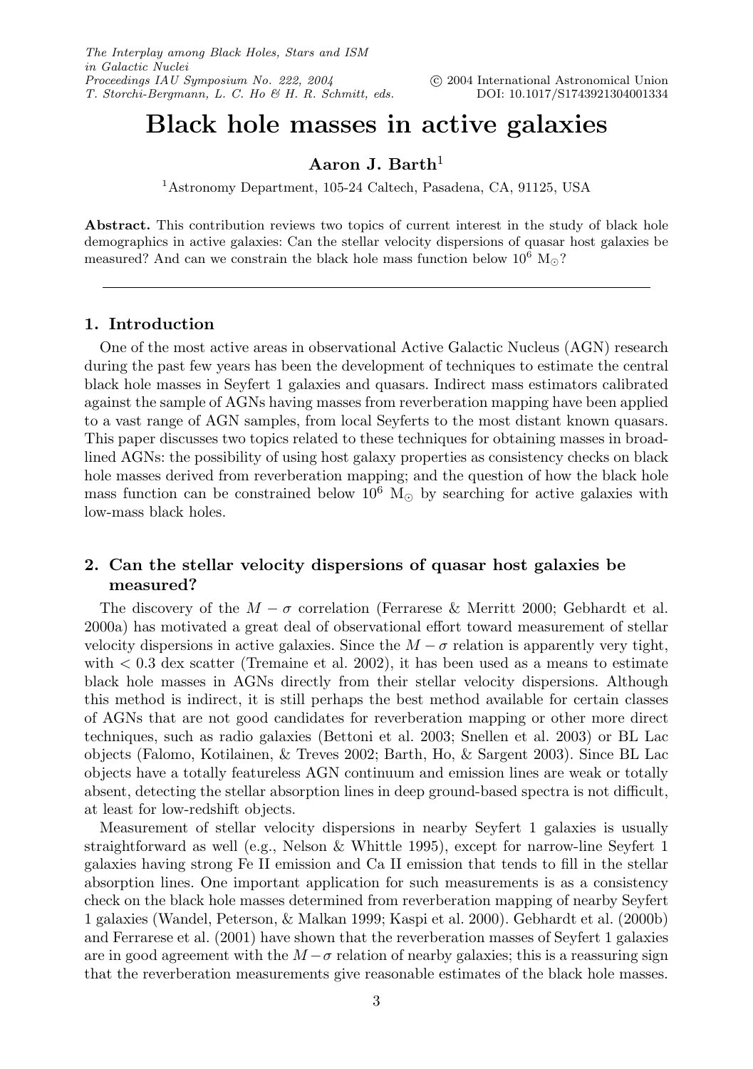# Black hole masses in active galaxies

**Aaron J. Barth**[1]

[1]Astronomy Department, 105-24 Caltech, Pasadena, CA, 91125, USA

**Abstract.** This contribution reviews two topics of current interest in the study of black hole demographics in active galaxies: Can the stellar velocity dispersions of quasar host galaxies be measured? And can we constrain the black hole mass function below $10^6$ $M_\odot$?

## 1. Introduction

One of the most active areas in observational Active Galactic Nucleus (AGN) research during the past few years has been the development of techniques to estimate the central black hole masses in Seyfert 1 galaxies and quasars. Indirect mass estimators calibrated against the sample of AGNs having masses from reverberation mapping have been applied to a vast range of AGN samples, from local Seyferts to the most distant known quasars. This paper discusses two topics related to these techniques for obtaining masses in broad-lined AGNs: the possibility of using host galaxy properties as consistency checks on black hole masses derived from reverberation mapping; and the question of how the black hole mass function can be constrained below $10^6$ $M_\odot$ by searching for active galaxies with low-mass black holes.

## 2. Can the stellar velocity dispersions of quasar host galaxies be measured?

The discovery of the $M - \sigma$ correlation (Ferrarese & Merritt 2000; Gebhardt et al. 2000a) has motivated a great deal of observational effort toward measurement of stellar velocity dispersions in active galaxies. Since the $M - \sigma$ relation is apparently very tight, with $< 0.3$ dex scatter (Tremaine et al. 2002), it has been used as a means to estimate black hole masses in AGNs directly from their stellar velocity dispersions. Although this method is indirect, it is still perhaps the best method available for certain classes of AGNs that are not good candidates for reverberation mapping or other more direct techniques, such as radio galaxies (Bettoni et al. 2003; Snellen et al. 2003) or BL Lac objects (Falomo, Kotilainen, & Treves 2002; Barth, Ho, & Sargent 2003). Since BL Lac objects have a totally featureless AGN continuum and emission lines are weak or totally absent, detecting the stellar absorption lines in deep ground-based spectra is not difficult, at least for low-redshift objects.

Measurement of stellar velocity dispersions in nearby Seyfert 1 galaxies is usually straightforward as well (e.g., Nelson & Whittle 1995), except for narrow-line Seyfert 1 galaxies having strong Fe II emission and Ca II emission that tends to fill in the stellar absorption lines. One important application for such measurements is as a consistency check on the black hole masses determined from reverberation mapping of nearby Seyfert 1 galaxies (Wandel, Peterson, & Malkan 1999; Kaspi et al. 2000). Gebhardt et al. (2000b) and Ferrarese et al. (2001) have shown that the reverberation masses of Seyfert 1 galaxies are in good agreement with the $M - \sigma$ relation of nearby galaxies; this is a reassuring sign that the reverberation measurements give reasonable estimates of the black hole masses.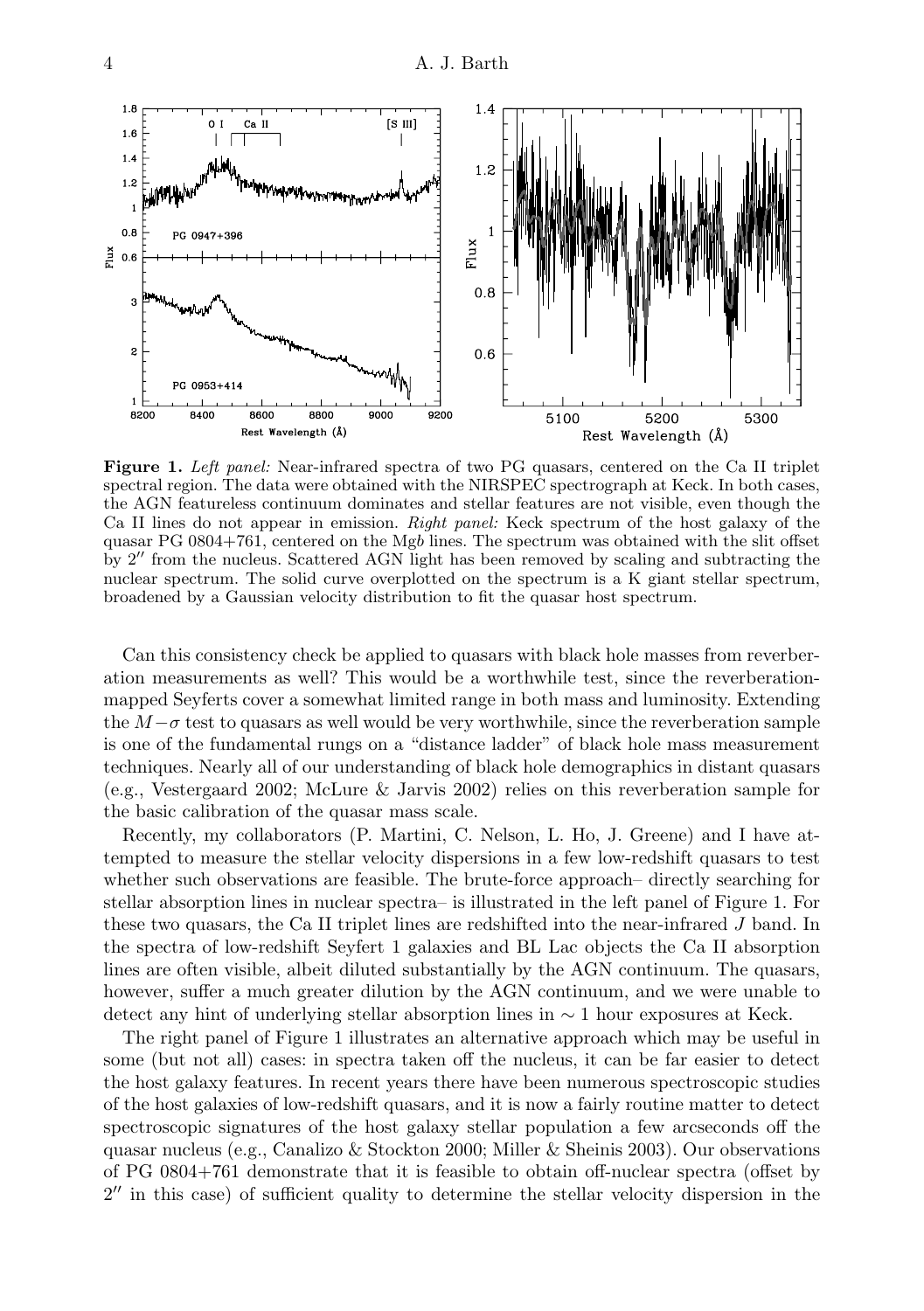**Figure 1.** *Left panel:* Near-infrared spectra of two PG quasars, centered on the Ca II triplet spectral region. The data were obtained with the NIRSPEC spectrograph at Keck. In both cases, the AGN featureless continuum dominates and stellar features are not visible, even though the Ca II lines do not appear in emission. *Right panel:* Keck spectrum of the host galaxy of the quasar PG 0804+761, centered on the Mg*b* lines. The spectrum was obtained with the slit offset by $2''$ from the nucleus. Scattered AGN light has been removed by scaling and subtracting the nuclear spectrum. The solid curve overplotted on the spectrum is a K giant stellar spectrum, broadened by a Gaussian velocity distribution to fit the quasar host spectrum.

Can this consistency check be applied to quasars with black hole masses from reverberation measurements as well? This would be a worthwhile test, since the reverberation-mapped Seyferts cover a somewhat limited range in both mass and luminosity. Extending the $M-\sigma$ test to quasars as well would be very worthwhile, since the reverberation sample is one of the fundamental rungs on a "distance ladder" of black hole mass measurement techniques. Nearly all of our understanding of black hole demographics in distant quasars (e.g., Vestergaard 2002; McLure & Jarvis 2002) relies on this reverberation sample for the basic calibration of the quasar mass scale.

Recently, my collaborators (P. Martini, C. Nelson, L. Ho, J. Greene) and I have attempted to measure the stellar velocity dispersions in a few low-redshift quasars to test whether such observations are feasible. The brute-force approach– directly searching for stellar absorption lines in nuclear spectra– is illustrated in the left panel of Figure 1. For these two quasars, the Ca II triplet lines are redshifted into the near-infrared $J$ band. In the spectra of low-redshift Seyfert 1 galaxies and BL Lac objects the Ca II absorption lines are often visible, albeit diluted substantially by the AGN continuum. The quasars, however, suffer a much greater dilution by the AGN continuum, and we were unable to detect any hint of underlying stellar absorption lines in $\sim 1$ hour exposures at Keck.

The right panel of Figure 1 illustrates an alternative approach which may be useful in some (but not all) cases: in spectra taken off the nucleus, it can be far easier to detect the host galaxy features. In recent years there have been numerous spectroscopic studies of the host galaxies of low-redshift quasars, and it is now a fairly routine matter to detect spectroscopic signatures of the host galaxy stellar population a few arcseconds off the quasar nucleus (e.g., Canalizo & Stockton 2000; Miller & Sheinis 2003). Our observations of PG 0804+761 demonstrate that it is feasible to obtain off-nuclear spectra (offset by $2''$ in this case) of sufficient quality to determine the stellar velocity dispersion in the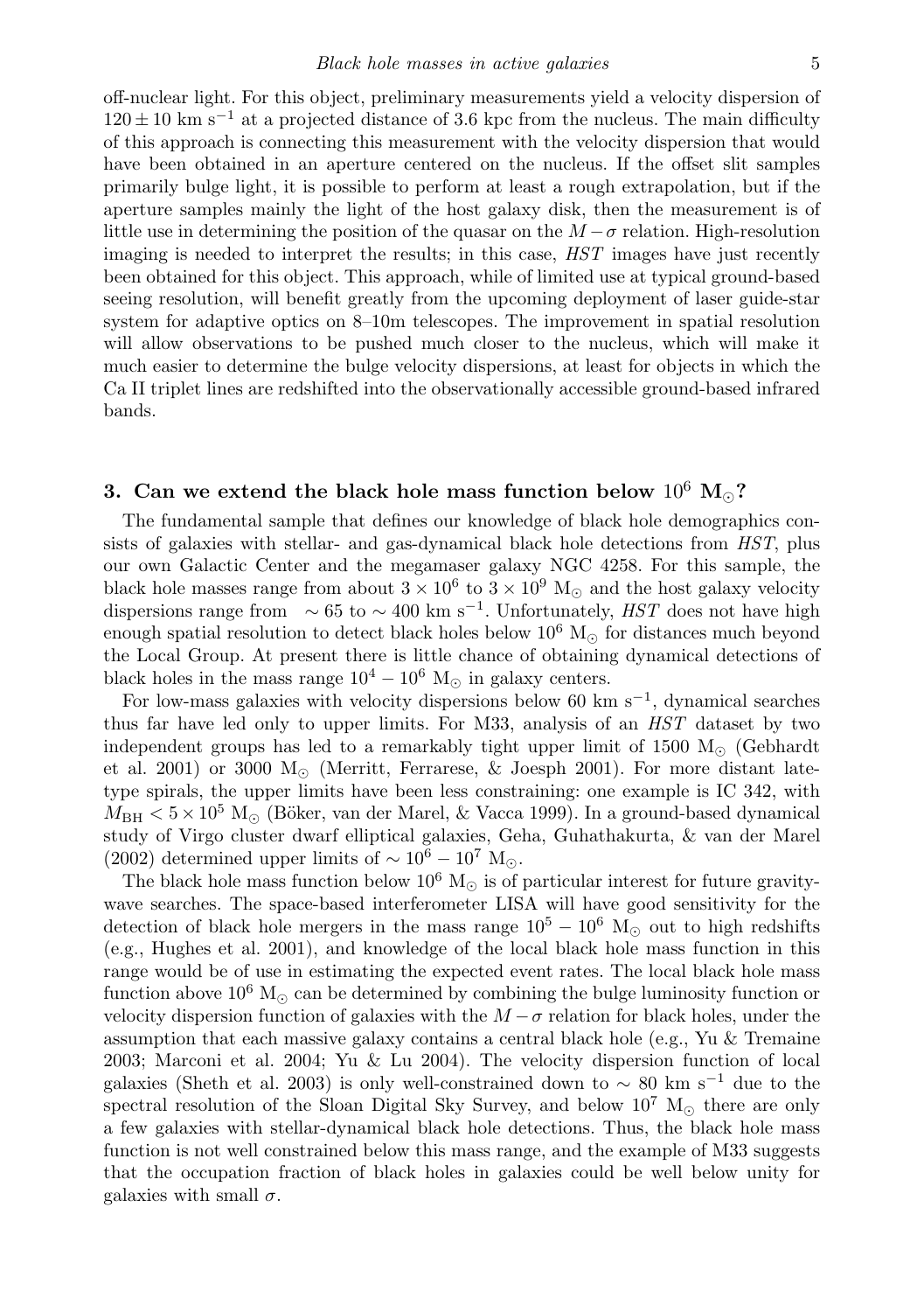off-nuclear light. For this object, preliminary measurements yield a velocity dispersion of $120 \pm 10$ km s$^{-1}$ at a projected distance of 3.6 kpc from the nucleus. The main difficulty of this approach is connecting this measurement with the velocity dispersion that would have been obtained in an aperture centered on the nucleus. If the offset slit samples primarily bulge light, it is possible to perform at least a rough extrapolation, but if the aperture samples mainly the light of the host galaxy disk, then the measurement is of little use in determining the position of the quasar on the $M-\sigma$ relation. High-resolution imaging is needed to interpret the results; in this case, *HST* images have just recently been obtained for this object. This approach, while of limited use at typical ground-based seeing resolution, will benefit greatly from the upcoming deployment of laser guide-star system for adaptive optics on 8–10m telescopes. The improvement in spatial resolution will allow observations to be pushed much closer to the nucleus, which will make it much easier to determine the bulge velocity dispersions, at least for objects in which the Ca II triplet lines are redshifted into the observationally accessible ground-based infrared bands.

## 3. Can we extend the black hole mass function below $10^6$ M$_\odot$?

The fundamental sample that defines our knowledge of black hole demographics consists of galaxies with stellar- and gas-dynamical black hole detections from *HST*, plus our own Galactic Center and the megamaser galaxy NGC 4258. For this sample, the black hole masses range from about $3 \times 10^6$ to $3 \times 10^9$ M$_\odot$ and the host galaxy velocity dispersions range from $\sim 65$ to $\sim 400$ km s$^{-1}$. Unfortunately, *HST* does not have high enough spatial resolution to detect black holes below $10^6$ M$_\odot$ for distances much beyond the Local Group. At present there is little chance of obtaining dynamical detections of black holes in the mass range $10^4 - 10^6$ M$_\odot$ in galaxy centers.

For low-mass galaxies with velocity dispersions below 60 km s$^{-1}$, dynamical searches thus far have led only to upper limits. For M33, analysis of an *HST* dataset by two independent groups has led to a remarkably tight upper limit of 1500 M$_\odot$ (Gebhardt et al. 2001) or 3000 M$_\odot$ (Merritt, Ferrarese, & Joesph 2001). For more distant late-type spirals, the upper limits have been less constraining: one example is IC 342, with $M_{\rm BH} < 5 \times 10^5$ M$_\odot$ (Böker, van der Marel, & Vacca 1999). In a ground-based dynamical study of Virgo cluster dwarf elliptical galaxies, Geha, Guhathakurta, & van der Marel (2002) determined upper limits of $\sim 10^6 - 10^7$ M$_\odot$.

The black hole mass function below $10^6$ M$_\odot$ is of particular interest for future gravity-wave searches. The space-based interferometer LISA will have good sensitivity for the detection of black hole mergers in the mass range $10^5 - 10^6$ M$_\odot$ out to high redshifts (e.g., Hughes et al. 2001), and knowledge of the local black hole mass function in this range would be of use in estimating the expected event rates. The local black hole mass function above $10^6$ M$_\odot$ can be determined by combining the bulge luminosity function or velocity dispersion function of galaxies with the $M-\sigma$ relation for black holes, under the assumption that each massive galaxy contains a central black hole (e.g., Yu & Tremaine 2003; Marconi et al. 2004; Yu & Lu 2004). The velocity dispersion function of local galaxies (Sheth et al. 2003) is only well-constrained down to $\sim 80$ km s$^{-1}$ due to the spectral resolution of the Sloan Digital Sky Survey, and below $10^7$ M$_\odot$ there are only a few galaxies with stellar-dynamical black hole detections. Thus, the black hole mass function is not well constrained below this mass range, and the example of M33 suggests that the occupation fraction of black holes in galaxies could be well below unity for galaxies with small $\sigma$.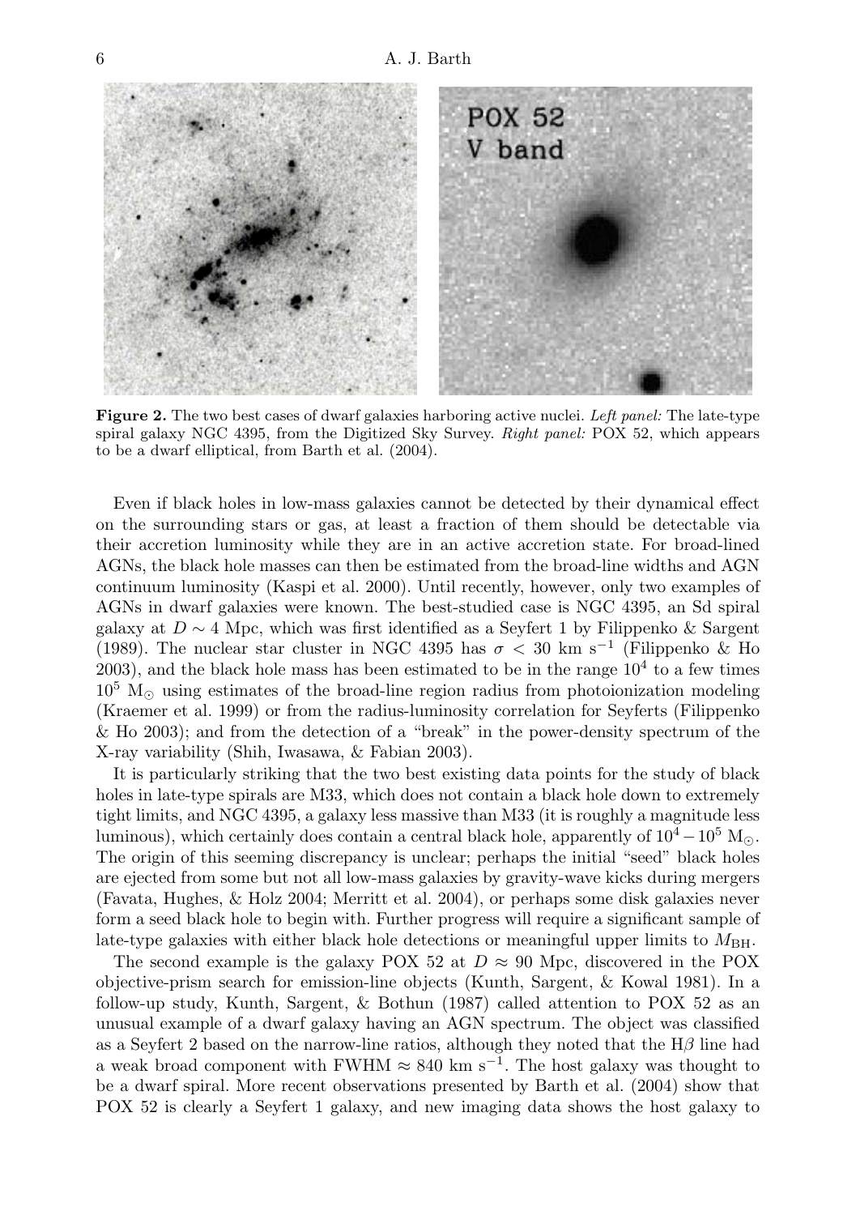**Figure 2.** The two best cases of dwarf galaxies harboring active nuclei. *Left panel:* The late-type spiral galaxy NGC 4395, from the Digitized Sky Survey. *Right panel:* POX 52, which appears to be a dwarf elliptical, from Barth et al. (2004).

Even if black holes in low-mass galaxies cannot be detected by their dynamical effect on the surrounding stars or gas, at least a fraction of them should be detectable via their accretion luminosity while they are in an active accretion state. For broad-lined AGNs, the black hole masses can then be estimated from the broad-line widths and AGN continuum luminosity (Kaspi et al. 2000). Until recently, however, only two examples of AGNs in dwarf galaxies were known. The best-studied case is NGC 4395, an Sd spiral galaxy at $D \sim 4$ Mpc, which was first identified as a Seyfert 1 by Filippenko & Sargent (1989). The nuclear star cluster in NGC 4395 has $\sigma < 30$ km s$^{-1}$ (Filippenko & Ho 2003), and the black hole mass has been estimated to be in the range $10^4$ to a few times $10^5$ M$_\odot$ using estimates of the broad-line region radius from photoionization modeling (Kraemer et al. 1999) or from the radius-luminosity correlation for Seyferts (Filippenko & Ho 2003); and from the detection of a "break" in the power-density spectrum of the X-ray variability (Shih, Iwasawa, & Fabian 2003).

It is particularly striking that the two best existing data points for the study of black holes in late-type spirals are M33, which does not contain a black hole down to extremely tight limits, and NGC 4395, a galaxy less massive than M33 (it is roughly a magnitude less luminous), which certainly does contain a central black hole, apparently of $10^4 - 10^5$ M$_\odot$. The origin of this seeming discrepancy is unclear; perhaps the initial "seed" black holes are ejected from some but not all low-mass galaxies by gravity-wave kicks during mergers (Favata, Hughes, & Holz 2004; Merritt et al. 2004), or perhaps some disk galaxies never form a seed black hole to begin with. Further progress will require a significant sample of late-type galaxies with either black hole detections or meaningful upper limits to $M_{\rm BH}$.

The second example is the galaxy POX 52 at $D \approx 90$ Mpc, discovered in the POX objective-prism search for emission-line objects (Kunth, Sargent, & Kowal 1981). In a follow-up study, Kunth, Sargent, & Bothun (1987) called attention to POX 52 as an unusual example of a dwarf galaxy having an AGN spectrum. The object was classified as a Seyfert 2 based on the narrow-line ratios, although they noted that the H$\beta$ line had a weak broad component with FWHM $\approx 840$ km s$^{-1}$. The host galaxy was thought to be a dwarf spiral. More recent observations presented by Barth et al. (2004) show that POX 52 is clearly a Seyfert 1 galaxy, and new imaging data shows the host galaxy to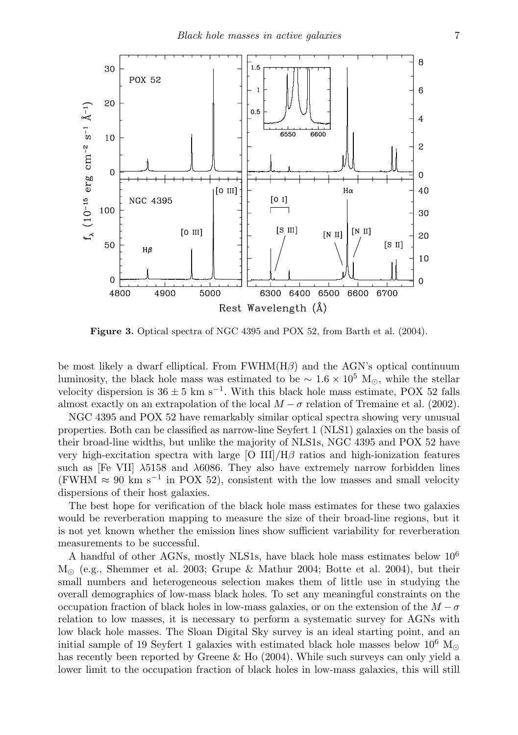**Figure 3.** Optical spectra of NGC 4395 and POX 52, from Barth et al. (2004).

be most likely a dwarf elliptical. From FWHM(H$\beta$) and the AGN's optical continuum luminosity, the black hole mass was estimated to be $\sim 1.6 \times 10^5$ M$_\odot$, while the stellar velocity dispersion is $36 \pm 5$ km s$^{-1}$. With this black hole mass estimate, POX 52 falls almost exactly on an extrapolation of the local $M-\sigma$ relation of Tremaine et al. (2002).

NGC 4395 and POX 52 have remarkably similar optical spectra showing very unusual properties. Both can be classified as narrow-line Seyfert 1 (NLS1) galaxies on the basis of their broad-line widths, but unlike the majority of NLS1s, NGC 4395 and POX 52 have very high-excitation spectra with large [O III]/H$\beta$ ratios and high-ionization features such as [Fe VII] $\lambda$5158 and $\lambda$6086. They also have extremely narrow forbidden lines (FWHM $\approx$ 90 km s$^{-1}$ in POX 52), consistent with the low masses and small velocity dispersions of their host galaxies.

The best hope for verification of the black hole mass estimates for these two galaxies would be reverberation mapping to measure the size of their broad-line regions, but it is not yet known whether the emission lines show sufficient variability for reverberation measurements to be successful.

A handful of other AGNs, mostly NLS1s, have black hole mass estimates below $10^6$ M$_\odot$ (e.g., Shemmer et al. 2003; Grupe & Mathur 2004; Botte et al. 2004), but their small numbers and heterogeneous selection makes them of little use in studying the overall demographics of low-mass black holes. To set any meaningful constraints on the occupation fraction of black holes in low-mass galaxies, or on the extension of the $M-\sigma$ relation to low masses, it is necessary to perform a systematic survey for AGNs with low black hole masses. The Sloan Digital Sky survey is an ideal starting point, and an initial sample of 19 Seyfert 1 galaxies with estimated black hole masses below $10^6$ M$_\odot$ has recently been reported by Greene & Ho (2004). While such surveys can only yield a lower limit to the occupation fraction of black holes in low-mass galaxies, this will still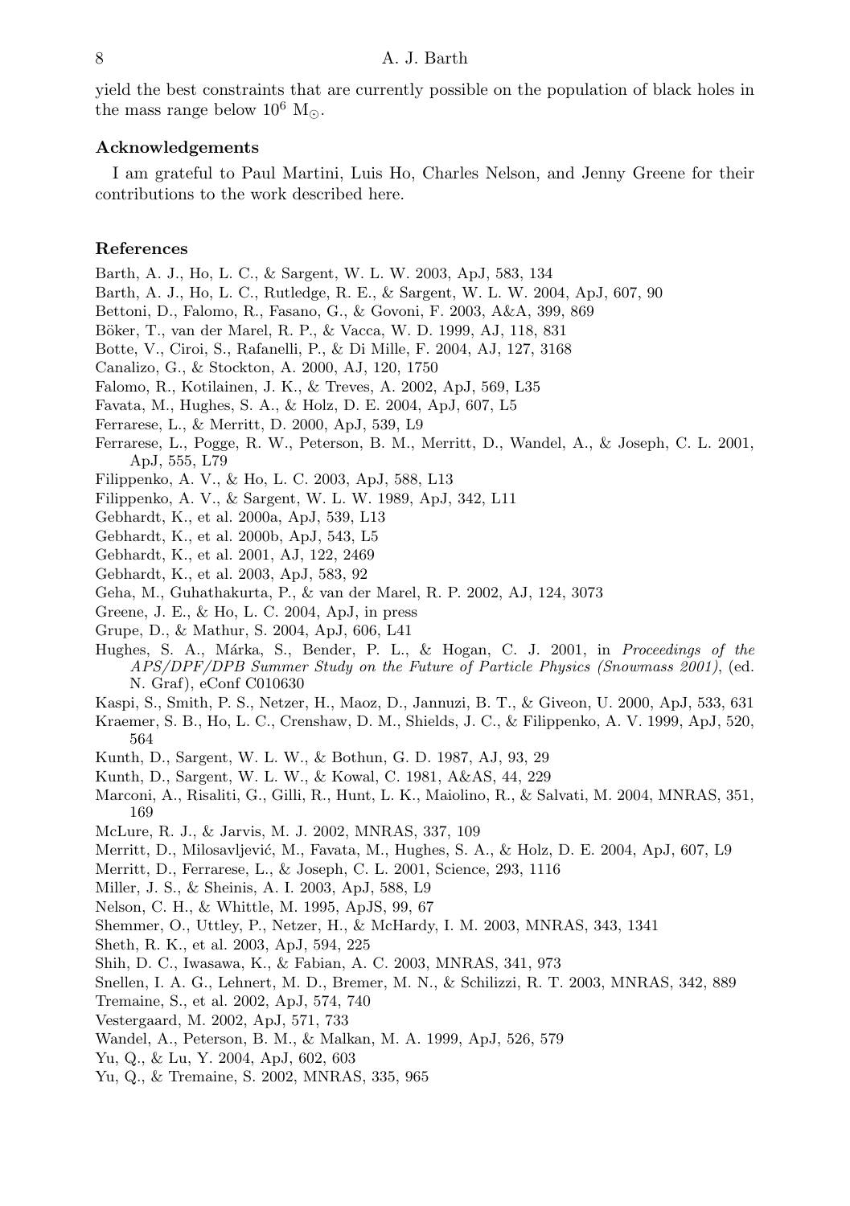yield the best constraints that are currently possible on the population of black holes in the mass range below $10^6$ $M_\odot$.

### Acknowledgements

I am grateful to Paul Martini, Luis Ho, Charles Nelson, and Jenny Greene for their contributions to the work described here.

### References

Barth, A. J., Ho, L. C., & Sargent, W. L. W. 2003, ApJ, 583, 134

Barth, A. J., Ho, L. C., Rutledge, R. E., & Sargent, W. L. W. 2004, ApJ, 607, 90

Bettoni, D., Falomo, R., Fasano, G., & Govoni, F. 2003, A&A, 399, 869

Böker, T., van der Marel, R. P., & Vacca, W. D. 1999, AJ, 118, 831

Botte, V., Ciroi, S., Rafanelli, P., & Di Mille, F. 2004, AJ, 127, 3168

Canalizo, G., & Stockton, A. 2000, AJ, 120, 1750

Falomo, R., Kotilainen, J. K., & Treves, A. 2002, ApJ, 569, L35

Favata, M., Hughes, S. A., & Holz, D. E. 2004, ApJ, 607, L5

Ferrarese, L., & Merritt, D. 2000, ApJ, 539, L9

Ferrarese, L., Pogge, R. W., Peterson, B. M., Merritt, D., Wandel, A., & Joseph, C. L. 2001, ApJ, 555, L79

Filippenko, A. V., & Ho, L. C. 2003, ApJ, 588, L13

Filippenko, A. V., & Sargent, W. L. W. 1989, ApJ, 342, L11

Gebhardt, K., et al. 2000a, ApJ, 539, L13

Gebhardt, K., et al. 2000b, ApJ, 543, L5

Gebhardt, K., et al. 2001, AJ, 122, 2469

Gebhardt, K., et al. 2003, ApJ, 583, 92

Geha, M., Guhathakurta, P., & van der Marel, R. P. 2002, AJ, 124, 3073

Greene, J. E., & Ho, L. C. 2004, ApJ, in press

Grupe, D., & Mathur, S. 2004, ApJ, 606, L41

Hughes, S. A., Márka, S., Bender, P. L., & Hogan, C. J. 2001, in *Proceedings of the APS/DPF/DPB Summer Study on the Future of Particle Physics (Snowmass 2001)*, (ed. N. Graf), eConf C010630

Kaspi, S., Smith, P. S., Netzer, H., Maoz, D., Jannuzi, B. T., & Giveon, U. 2000, ApJ, 533, 631

Kraemer, S. B., Ho, L. C., Crenshaw, D. M., Shields, J. C., & Filippenko, A. V. 1999, ApJ, 520, 564

Kunth, D., Sargent, W. L. W., & Bothun, G. D. 1987, AJ, 93, 29

Kunth, D., Sargent, W. L. W., & Kowal, C. 1981, A&AS, 44, 229

Marconi, A., Risaliti, G., Gilli, R., Hunt, L. K., Maiolino, R., & Salvati, M. 2004, MNRAS, 351, 169

McLure, R. J., & Jarvis, M. J. 2002, MNRAS, 337, 109

Merritt, D., Milosavljević, M., Favata, M., Hughes, S. A., & Holz, D. E. 2004, ApJ, 607, L9

Merritt, D., Ferrarese, L., & Joseph, C. L. 2001, Science, 293, 1116

Miller, J. S., & Sheinis, A. I. 2003, ApJ, 588, L9

Nelson, C. H., & Whittle, M. 1995, ApJS, 99, 67

Shemmer, O., Uttley, P., Netzer, H., & McHardy, I. M. 2003, MNRAS, 343, 1341

Sheth, R. K., et al. 2003, ApJ, 594, 225

Shih, D. C., Iwasawa, K., & Fabian, A. C. 2003, MNRAS, 341, 973

Snellen, I. A. G., Lehnert, M. D., Bremer, M. N., & Schilizzi, R. T. 2003, MNRAS, 342, 889

Tremaine, S., et al. 2002, ApJ, 574, 740

Vestergaard, M. 2002, ApJ, 571, 733

Wandel, A., Peterson, B. M., & Malkan, M. A. 1999, ApJ, 526, 579

Yu, Q., & Lu, Y. 2004, ApJ, 602, 603

Yu, Q., & Tremaine, S. 2002, MNRAS, 335, 965